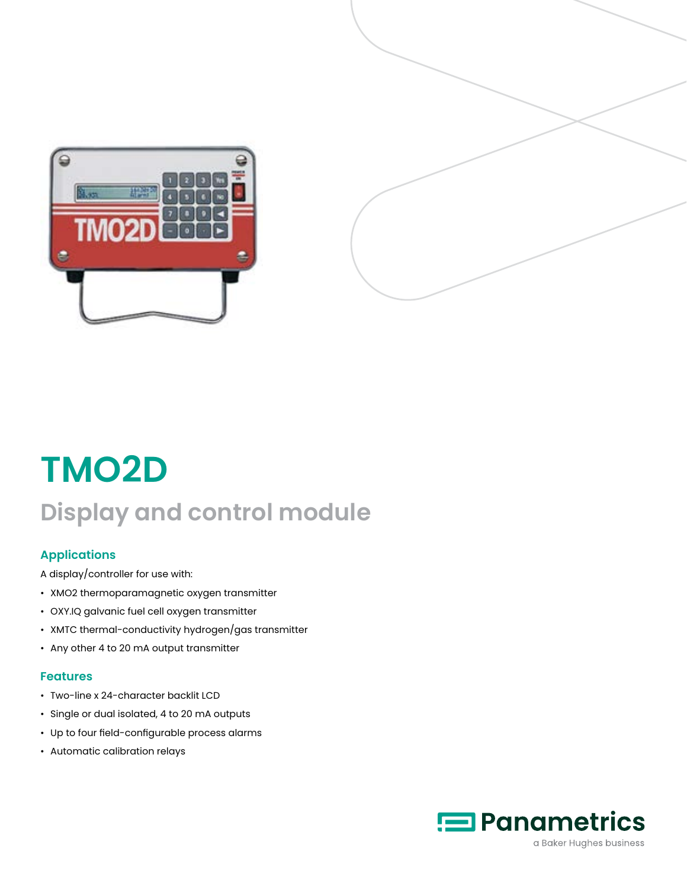# TMO2D

## Display and control module

### Applications

A display/controller for use with:

- XMO2 thermoparamagnetic oxygen transmitter
- OXY.IQ galvanic fuel cell oxygen transmitter
- XMTC thermal-conductivity hydrogen/gas transmitter
- Any other 4 to 20 mA output transmitter

### Features

- Two-line x 24-character backlit LCD
- Single or dual isolated, 4 to 20 mA outputs
- Up to four field-configurable process alarms
- Automatic calibration relays

Panametrics
a Baker Hughes business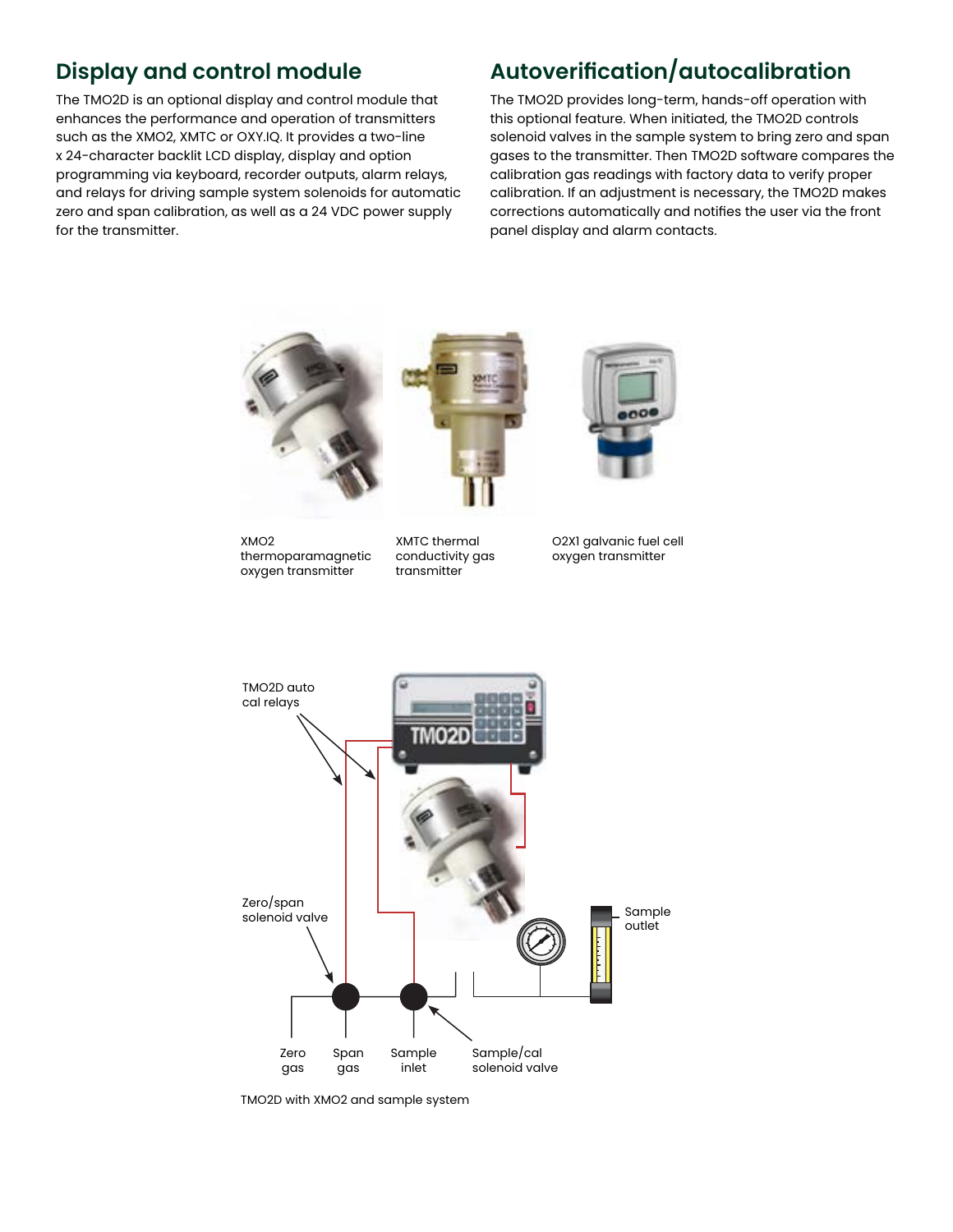## Display and control module

The TMO2D is an optional display and control module that enhances the performance and operation of transmitters such as the XMO2, XMTC or OXY.IQ. It provides a two-line x 24-character backlit LCD display, display and option programming via keyboard, recorder outputs, alarm relays, and relays for driving sample system solenoids for automatic zero and span calibration, as well as a 24 VDC power supply for the transmitter.

## Autoverification/autocalibration

The TMO2D provides long-term, hands-off operation with this optional feature. When initiated, the TMO2D controls solenoid valves in the sample system to bring zero and span gases to the transmitter. Then TMO2D software compares the calibration gas readings with factory data to verify proper calibration. If an adjustment is necessary, the TMO2D makes corrections automatically and notifies the user via the front panel display and alarm contacts.

XMO2 thermoparamagnetic oxygen transmitter

XMTC thermal conductivity gas transmitter

O2X1 galvanic fuel cell oxygen transmitter

TMO2D auto cal relays

Zero/span solenoid valve

Sample outlet

Zero gas

Span gas

Sample inlet

Sample/cal solenoid valve

TMO2D with XMO2 and sample system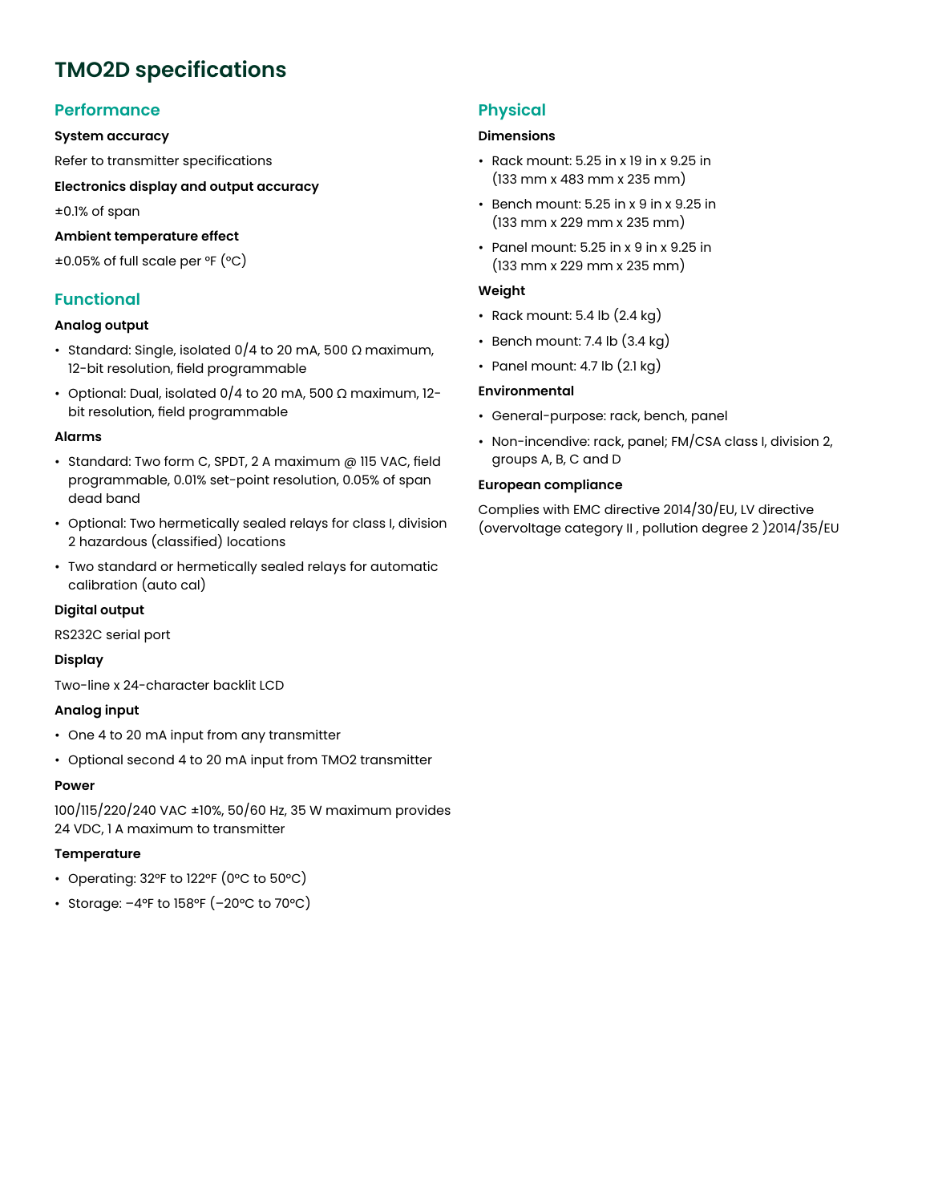# TMO2D specifications

## Performance

**System accuracy**

Refer to transmitter specifications

**Electronics display and output accuracy**

±0.1% of span

**Ambient temperature effect**

±0.05% of full scale per ºF (ºC)

## Functional

**Analog output**

- Standard: Single, isolated 0/4 to 20 mA, 500 Ω maximum, 12-bit resolution, field programmable
- Optional: Dual, isolated 0/4 to 20 mA, 500 Ω maximum, 12-bit resolution, field programmable

**Alarms**

- Standard: Two form C, SPDT, 2 A maximum @ 115 VAC, field programmable, 0.01% set-point resolution, 0.05% of span dead band
- Optional: Two hermetically sealed relays for class I, division 2 hazardous (classified) locations
- Two standard or hermetically sealed relays for automatic calibration (auto cal)

**Digital output**

RS232C serial port

**Display**

Two-line x 24-character backlit LCD

**Analog input**

- One 4 to 20 mA input from any transmitter
- Optional second 4 to 20 mA input from TMO2 transmitter

**Power**

100/115/220/240 VAC ±10%, 50/60 Hz, 35 W maximum provides 24 VDC, 1 A maximum to transmitter

**Temperature**

- Operating: 32ºF to 122ºF (0ºC to 50ºC)
- Storage: –4ºF to 158ºF (–20ºC to 70ºC)

## Physical

**Dimensions**

- Rack mount: 5.25 in x 19 in x 9.25 in (133 mm x 483 mm x 235 mm)
- Bench mount: 5.25 in x 9 in x 9.25 in (133 mm x 229 mm x 235 mm)
- Panel mount: 5.25 in x 9 in x 9.25 in (133 mm x 229 mm x 235 mm)

**Weight**

- Rack mount: 5.4 lb (2.4 kg)
- Bench mount: 7.4 lb (3.4 kg)
- Panel mount: 4.7 lb (2.1 kg)

**Environmental**

- General-purpose: rack, bench, panel
- Non-incendive: rack, panel; FM/CSA class I, division 2, groups A, B, C and D

**European compliance**

Complies with EMC directive 2014/30/EU, LV directive (overvoltage category II , pollution degree 2 )2014/35/EU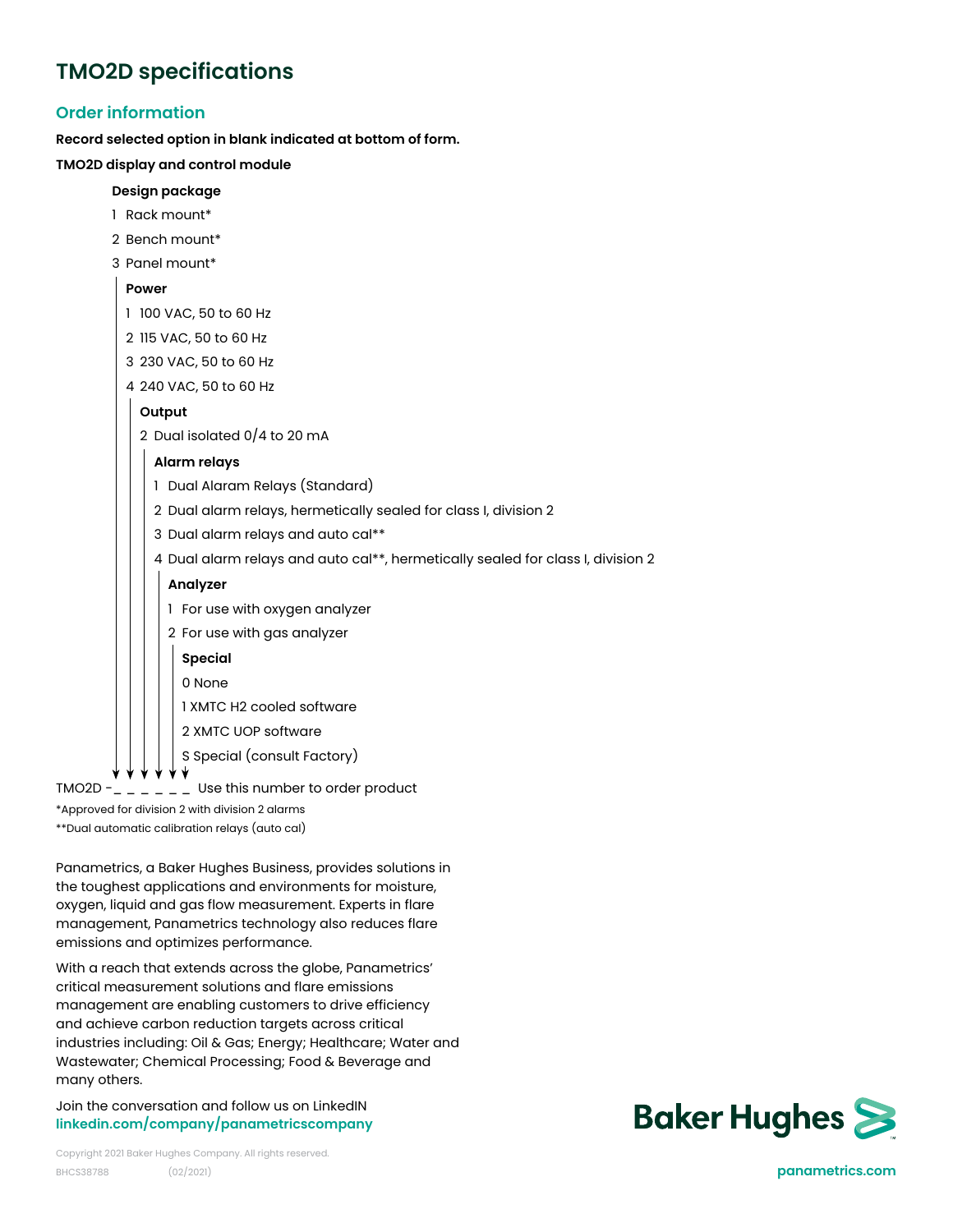# TMO2D specifications

## Order information

**Record selected option in blank indicated at bottom of form.**

**TMO2D display and control module**

**Design package**

1 Rack mount*

2 Bench mount*

3 Panel mount*

**Power**

1 100 VAC, 50 to 60 Hz

2 115 VAC, 50 to 60 Hz

3 230 VAC, 50 to 60 Hz

4 240 VAC, 50 to 60 Hz

**Output**

2 Dual isolated 0/4 to 20 mA

**Alarm relays**

1 Dual Alaram Relays (Standard)

2 Dual alarm relays, hermetically sealed for class I, division 2

3 Dual alarm relays and auto cal**

4 Dual alarm relays and auto cal**, hermetically sealed for class I, division 2

**Analyzer**

1 For use with oxygen analyzer

2 For use with gas analyzer

**Special**

0 None

1 XMTC H2 cooled software

2 XMTC UOP software

S Special (consult Factory)

TMO2D -_ _ _ _ _ _ Use this number to order product

*Approved for division 2 with division 2 alarms

**Dual automatic calibration relays (auto cal)

Panametrics, a Baker Hughes Business, provides solutions in the toughest applications and environments for moisture, oxygen, liquid and gas flow measurement. Experts in flare management, Panametrics technology also reduces flare emissions and optimizes performance.

With a reach that extends across the globe, Panametrics' critical measurement solutions and flare emissions management are enabling customers to drive efficiency and achieve carbon reduction targets across critical industries including: Oil & Gas; Energy; Healthcare; Water and Wastewater; Chemical Processing; Food & Beverage and many others.

Join the conversation and follow us on LinkedIN
**linkedin.com/company/panametricscompany**

Baker Hughes

Copyright 2021 Baker Hughes Company. All rights reserved.

BHCS38788 (02/2021)

**panametrics.com**